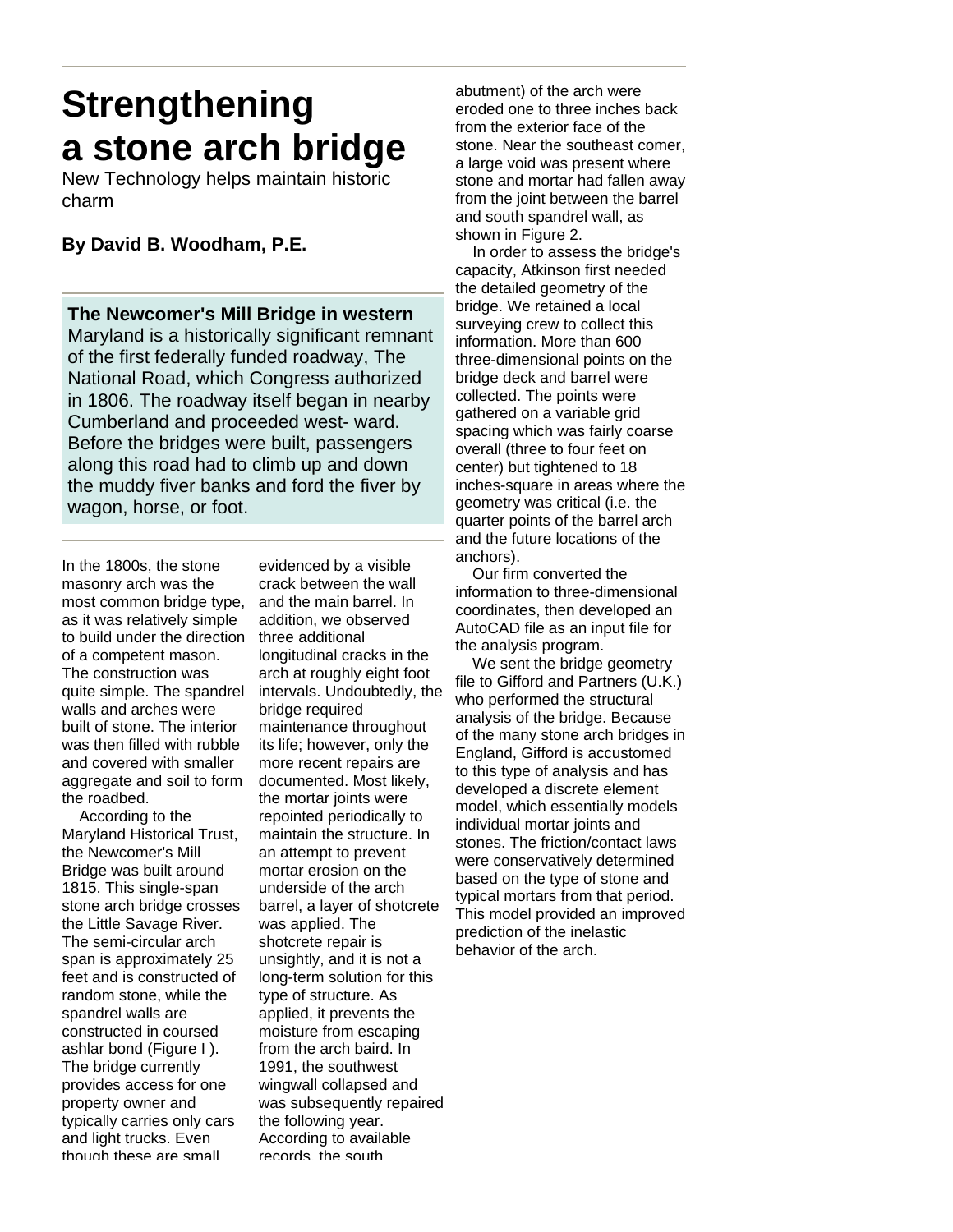# Strengthening a stone arch bridge

New Technology helps maintain historic charm

**By David B. Woodham, P.E.**

**The Newcomer's Mill Bridge in western** Maryland is a historically significant remnant of the first federally funded roadway, The National Road, which Congress authorized in 1806. The roadway itself began in nearby Cumberland and proceeded west- ward. Before the bridges were built, passengers along this road had to climb up and down the muddy fiver banks and ford the fiver by wagon, horse, or foot.

In the 1800s, the stone masonry arch was the most common bridge type, as it was relatively simple to build under the direction of a competent mason. The construction was quite simple. The spandrel walls and arches were built of stone. The interior was then filled with rubble and covered with smaller aggregate and soil to form the roadbed.

According to the Maryland Historical Trust, the Newcomer's Mill Bridge was built around 1815. This single-span stone arch bridge crosses the Little Savage River. The semi-circular arch span is approximately 25 feet and is constructed of random stone, while the spandrel walls are constructed in coursed ashlar bond (Figure I ). The bridge currently provides access for one property owner and typically carries only cars and light trucks. Even though these are small evidenced by a visible crack between the wall and the main barrel. In addition, we observed three additional longitudinal cracks in the arch at roughly eight foot intervals. Undoubtedly, the bridge required maintenance throughout its life; however, only the more recent repairs are documented. Most likely, the mortar joints were repointed periodically to maintain the structure. In an attempt to prevent mortar erosion on the underside of the arch barrel, a layer of shotcrete was applied. The shotcrete repair is unsightly, and it is not a long-term solution for this type of structure. As applied, it prevents the moisture from escaping from the arch baird. In 1991, the southwest wingwall collapsed and was subsequently repaired the following year. According to available records, the south abutment) of the arch were eroded one to three inches back from the exterior face of the stone. Near the southeast comer, a large void was present where stone and mortar had fallen away from the joint between the barrel and south spandrel wall, as shown in Figure 2.

In order to assess the bridge's capacity, Atkinson first needed the detailed geometry of the bridge. We retained a local surveying crew to collect this information. More than 600 three-dimensional points on the bridge deck and barrel were collected. The points were gathered on a variable grid spacing which was fairly coarse overall (three to four feet on center) but tightened to 18 inches-square in areas where the geometry was critical (i.e. the quarter points of the barrel arch and the future locations of the anchors).

Our firm converted the information to three-dimensional coordinates, then developed an AutoCAD file as an input file for the analysis program.

We sent the bridge geometry file to Gifford and Partners (U.K.) who performed the structural analysis of the bridge. Because of the many stone arch bridges in England, Gifford is accustomed to this type of analysis and has developed a discrete element model, which essentially models individual mortar joints and stones. The friction/contact laws were conservatively determined based on the type of stone and typical mortars from that period. This model provided an improved prediction of the inelastic behavior of the arch.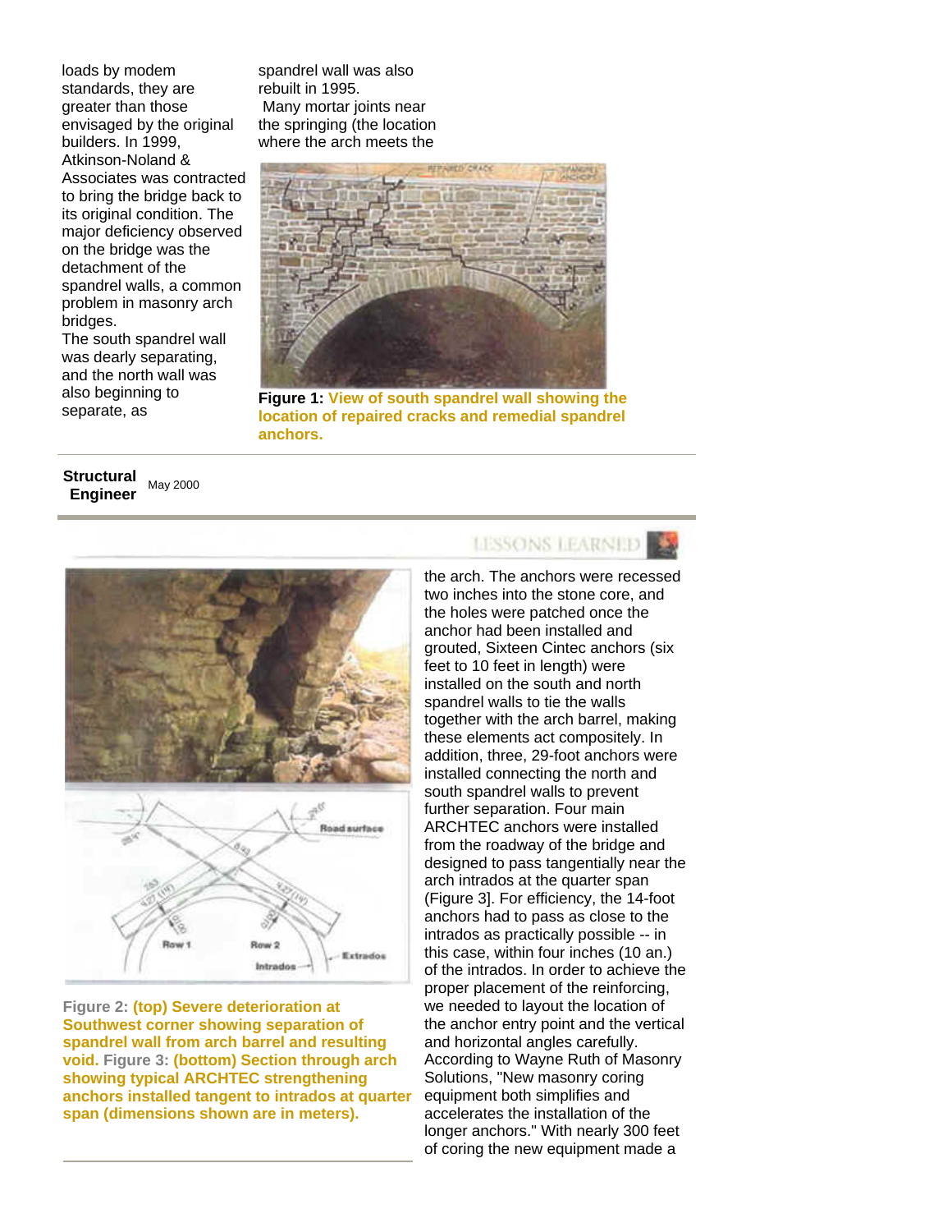loads by modem standards, they are greater than those envisaged by the original builders. In 1999, Atkinson-Noland & Associates was contracted to bring the bridge back to its original condition. The major deficiency observed on the bridge was the detachment of the spandrel walls, a common problem in masonry arch bridges.

The south spandrel wall was dearly separating, and the north wall was also beginning to separate, as spandrel wall was also rebuilt in 1995.

Many mortar joints near the springing (the location where the arch meets the

**Figure 1:** **View of south spandrel wall showing the location of repaired cracks and remedial spandrel anchors.**

**Structural Engineer** May 2000

LESSONS LEARNED

**Figure 2:** **(top) Severe deterioration at Southwest corner showing separation of spandrel wall from arch barrel and resulting void.** **Figure 3:** **(bottom) Section through arch showing typical ARCHTEC strengthening anchors installed tangent to intrados at quarter span (dimensions shown are in meters).**

the arch. The anchors were recessed two inches into the stone core, and the holes were patched once the anchor had been installed and grouted, Sixteen Cintec anchors (six feet to 10 feet in length) were installed on the south and north spandrel walls to tie the walls together with the arch barrel, making these elements act compositely. In addition, three, 29-foot anchors were installed connecting the north and south spandrel walls to prevent further separation. Four main ARCHTEC anchors were installed from the roadway of the bridge and designed to pass tangentially near the arch intrados at the quarter span (Figure 3]. For efficiency, the 14-foot anchors had to pass as close to the intrados as practically possible -- in this case, within four inches (10 an.) of the intrados. In order to achieve the proper placement of the reinforcing, we needed to layout the location of the anchor entry point and the vertical and horizontal angles carefully. According to Wayne Ruth of Masonry Solutions, "New masonry coring equipment both simplifies and accelerates the installation of the longer anchors." With nearly 300 feet of coring the new equipment made a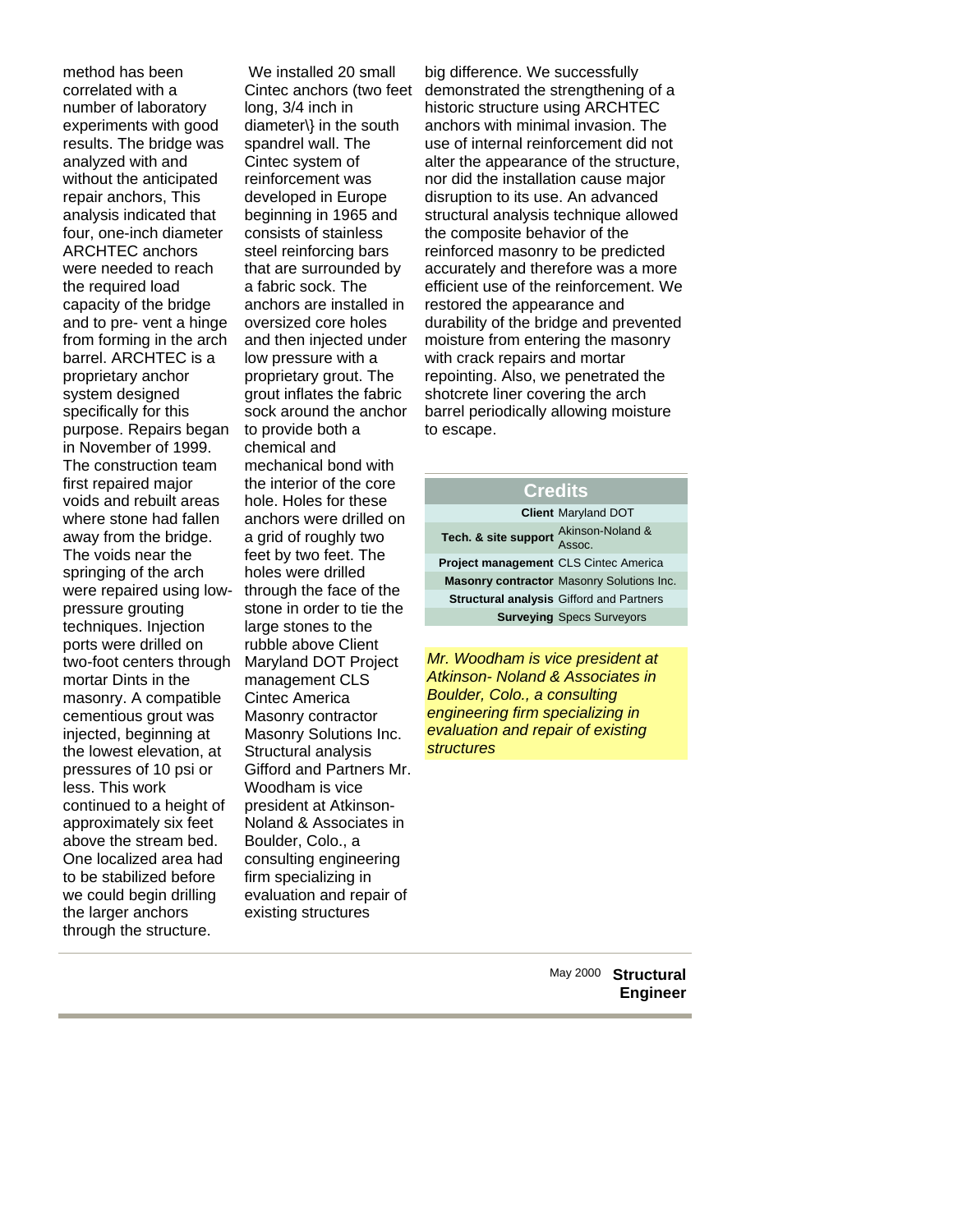method has been correlated with a number of laboratory experiments with good results. The bridge was analyzed with and without the anticipated repair anchors, This analysis indicated that four, one-inch diameter ARCHTEC anchors were needed to reach the required load capacity of the bridge and to pre- vent a hinge from forming in the arch barrel. ARCHTEC is a proprietary anchor system designed specifically for this purpose. Repairs began in November of 1999. The construction team first repaired major voids and rebuilt areas where stone had fallen away from the bridge. The voids near the springing of the arch were repaired using low-pressure grouting techniques. Injection ports were drilled on two-foot centers through mortar Dints in the masonry. A compatible cementious grout was injected, beginning at the lowest elevation, at pressures of 10 psi or less. This work continued to a height of approximately six feet above the stream bed. One localized area had to be stabilized before we could begin drilling the larger anchors through the structure.

We installed 20 small Cintec anchors (two feet long, 3/4 inch in diameter\} in the south spandrel wall. The Cintec system of reinforcement was developed in Europe beginning in 1965 and consists of stainless steel reinforcing bars that are surrounded by a fabric sock. The anchors are installed in oversized core holes and then injected under low pressure with a proprietary grout. The grout inflates the fabric sock around the anchor to provide both a chemical and mechanical bond with the interior of the core hole. Holes for these anchors were drilled on a grid of roughly two feet by two feet. The holes were drilled through the face of the stone in order to tie the large stones to the rubble above Client Maryland DOT Project management CLS Cintec America Masonry contractor Masonry Solutions Inc. Structural analysis Gifford and Partners Mr. Woodham is vice president at Atkinson-Noland & Associates in Boulder, Colo., a consulting engineering firm specializing in evaluation and repair of existing structures

big difference. We successfully demonstrated the strengthening of a historic structure using ARCHTEC anchors with minimal invasion. The use of internal reinforcement did not alter the appearance of the structure, nor did the installation cause major disruption to its use. An advanced structural analysis technique allowed the composite behavior of the reinforced masonry to be predicted accurately and therefore was a more efficient use of the reinforcement. We restored the appearance and durability of the bridge and prevented moisture from entering the masonry with crack repairs and mortar repointing. Also, we penetrated the shotcrete liner covering the arch barrel periodically allowing moisture to escape.

| Credits | |
|---|---|
| **Client** | Maryland DOT |
| **Tech. & site support** | Akinson-Noland & Assoc. |
| **Project management** | CLS Cintec America |
| **Masonry contractor** | Masonry Solutions Inc. |
| **Structural analysis** | Gifford and Partners |
| **Surveying** | Specs Surveyors |

*Mr. Woodham is vice president at Atkinson- Noland & Associates in Boulder, Colo., a consulting engineering firm specializing in evaluation and repair of existing structures*